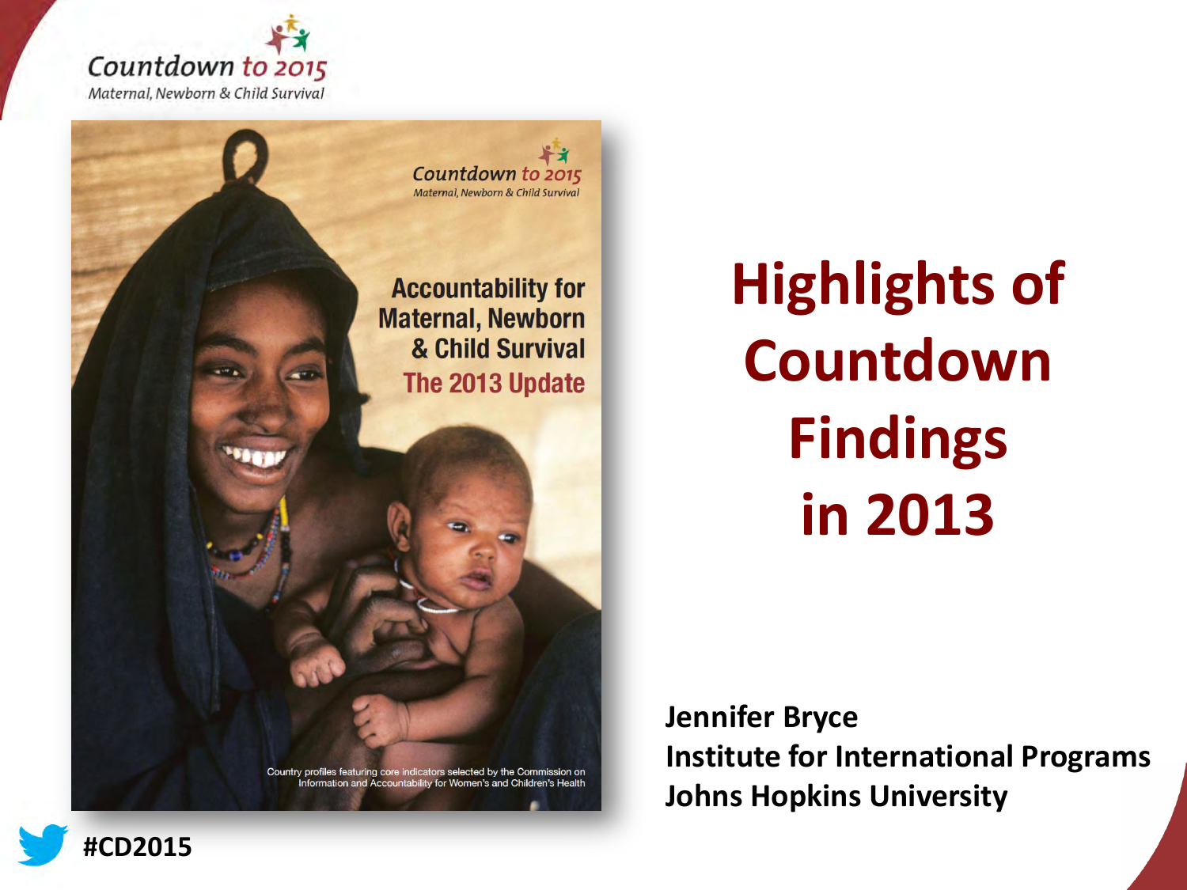Countdown to 2015
*Maternal, Newborn & Child Survival*

Countdown to 2015
*Maternal, Newborn & Child Survival*

Accountability for Maternal, Newborn & Child Survival
The 2013 Update

Country profiles featuring core indicators selected by the Commission on Information and Accountability for Women's and Children's Health

# Highlights of Countdown Findings in 2013

**Jennifer Bryce**
**Institute for International Programs**
**Johns Hopkins University**

**#CD2015**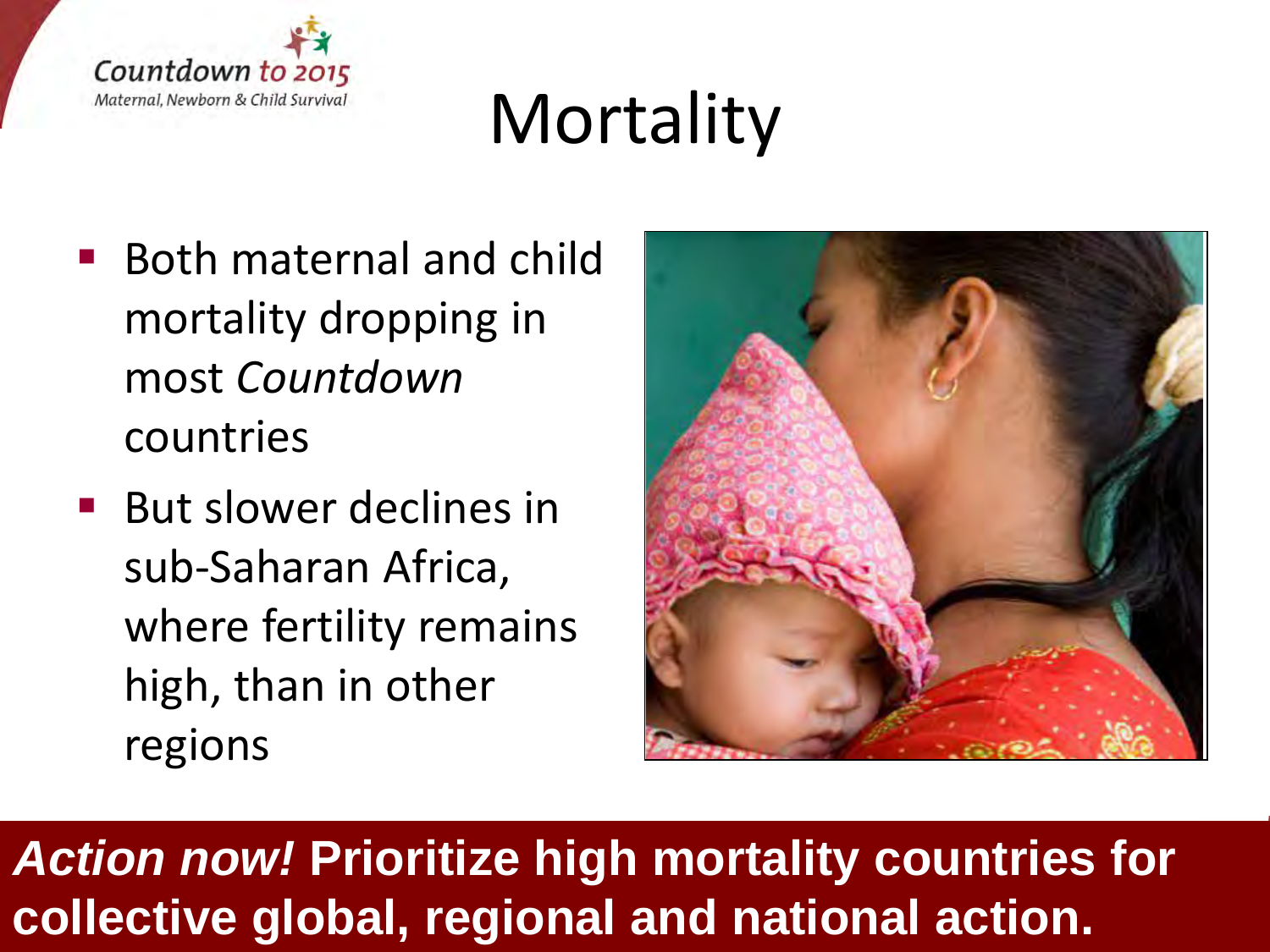# Mortality

- Both maternal and child mortality dropping in most *Countdown* countries
- But slower declines in sub-Saharan Africa, where fertility remains high, than in other regions

***Action now!*** **Prioritize high mortality countries for collective global, regional and national action.**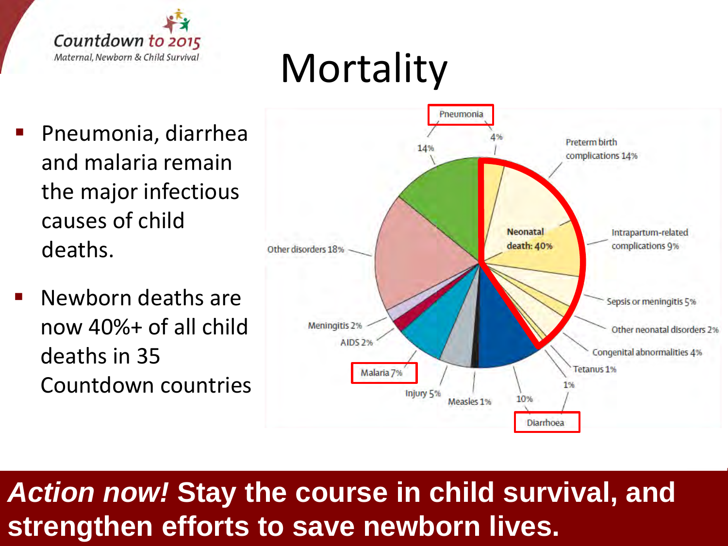Countdown to 2015
Maternal, Newborn & Child Survival

# Mortality

- Pneumonia, diarrhea and malaria remain the major infectious causes of child deaths.
- Newborn deaths are now 40%+ of all child deaths in 35 Countdown countries

Pneumonia 14% 4%

Preterm birth complications 14%

Neonatal death: 40%

Intrapartum-related complications 9%

Sepsis or meningitis 5%

Other neonatal disorders 2%

Congenital abnormalities 4%

Tetanus 1%

Diarrhoea 10% 1%

Measles 1%

Injury 5%

Malaria 7%

AIDS 2%

Meningitis 2%

Other disorders 18%

***Action now!*** **Stay the course in child survival, and strengthen efforts to save newborn lives.**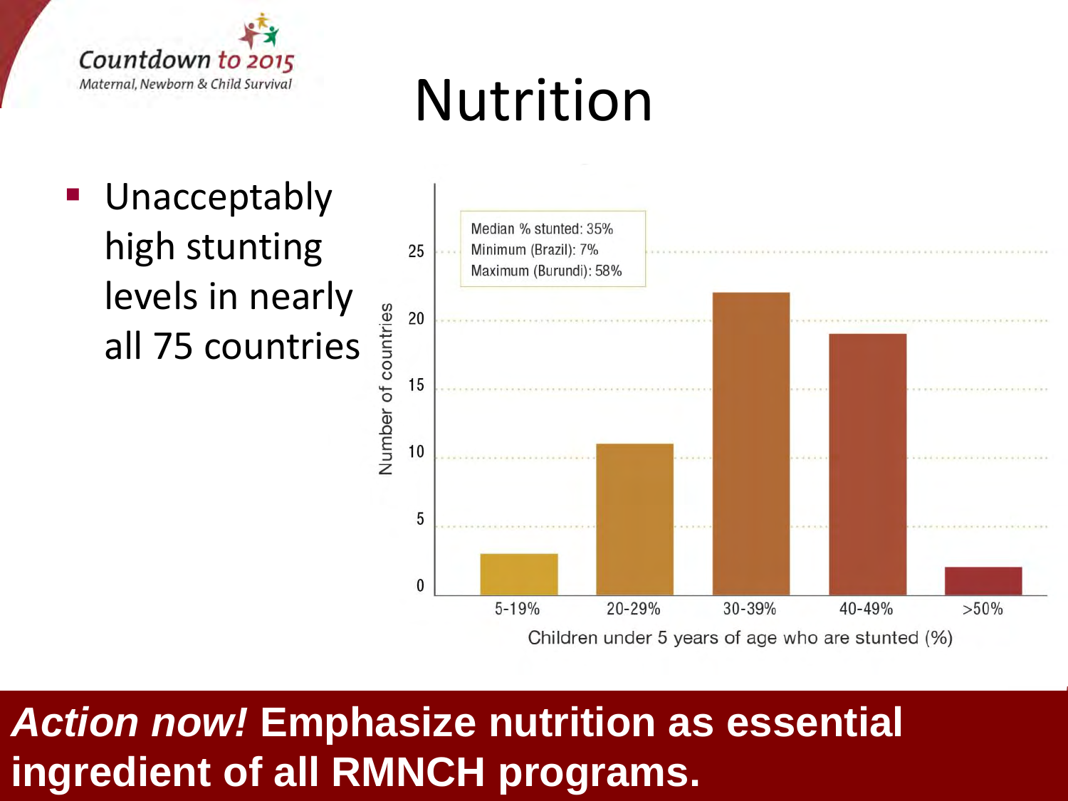# Nutrition

- Unacceptably high stunting levels in nearly all 75 countries

Median % stunted: 35%
Minimum (Brazil): 7%
Maximum (Burundi): 58%

Number of countries

Children under 5 years of age who are stunted (%)

5-19% | 20-29% | 30-39% | 40-49% | >50%

***Action now!*** **Emphasize nutrition as essential ingredient of all RMNCH programs.**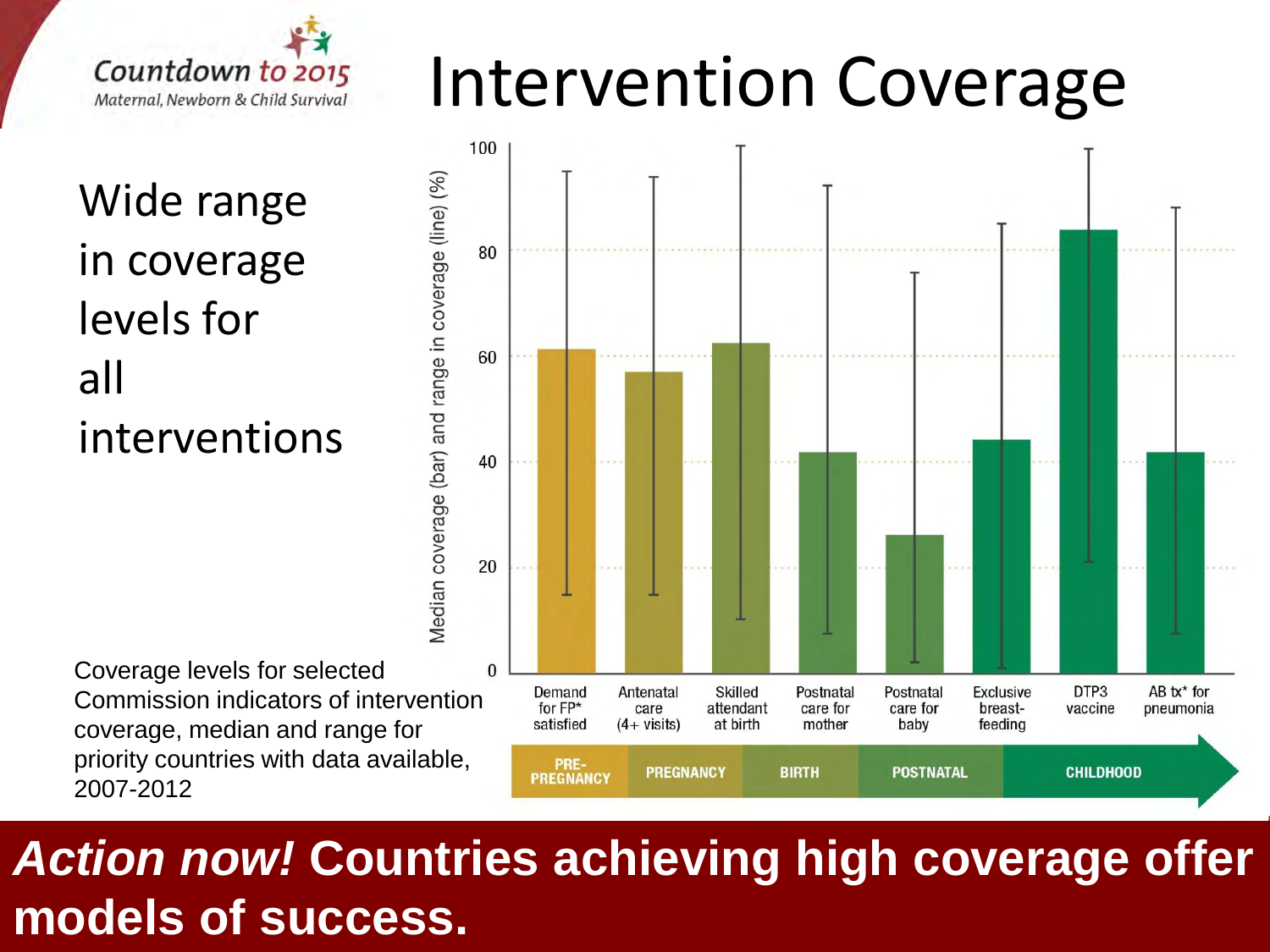Countdown to 2015

Maternal, Newborn & Child Survival

# Intervention Coverage

Wide range in coverage levels for all interventions

| Stage | Indicator | Median coverage (%) |
|---|---|---|
| PRE-PREGNANCY | Demand for FP* satisfied | ~61 |
| PREGNANCY | Antenatal care (4+ visits) | ~57 |
| BIRTH | Skilled attendant at birth | ~63 |
| POSTNATAL | Postnatal care for mother | ~42 |
| POSTNATAL | Postnatal care for baby | ~26 |
| CHILDHOOD | Exclusive breast-feeding | ~44 |
| CHILDHOOD | DTP3 vaccine | ~84 |
| CHILDHOOD | AB tx* for pneumonia | ~42 |

Median coverage (bar) and range in coverage (line) (%)

Coverage levels for selected Commission indicators of intervention coverage, median and range for priority countries with data available, 2007-2012

***Action now!*** **Countries achieving high coverage offer models of success.**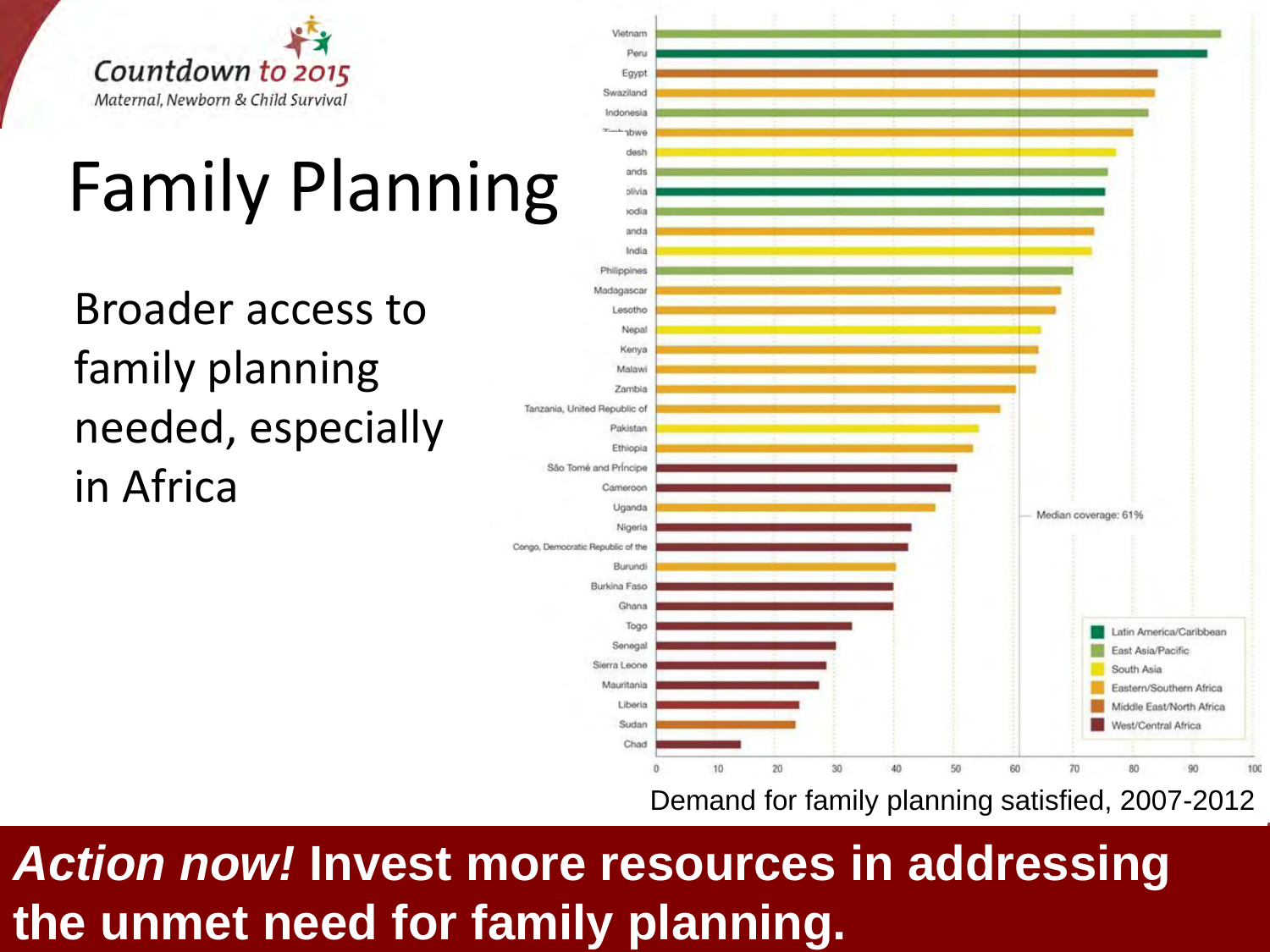Countdown to 2015

Maternal, Newborn & Child Survival

# Family Planning

Broader access to family planning needed, especially in Africa

| Country | Region |
|---|---|
| Vietnam | East Asia/Pacific |
| Peru | Latin America/Caribbean |
| Egypt | Middle East/North Africa |
| Swaziland | Eastern/Southern Africa |
| Indonesia | East Asia/Pacific |
| Zimbabwe | Eastern/Southern Africa |
| Bangladesh | South Asia |
| Solomon Islands | East Asia/Pacific |
| Bolivia | Latin America/Caribbean |
| Cambodia | East Asia/Pacific |
| Rwanda | Eastern/Southern Africa |
| India | South Asia |
| Philippines | East Asia/Pacific |
| Madagascar | Eastern/Southern Africa |
| Lesotho | Eastern/Southern Africa |
| Nepal | South Asia |
| Kenya | Eastern/Southern Africa |
| Malawi | Eastern/Southern Africa |
| Zambia | Eastern/Southern Africa |
| Tanzania, United Republic of | Eastern/Southern Africa |
| Pakistan | South Asia |
| Ethiopia | Eastern/Southern Africa |
| São Tomé and Príncipe | West/Central Africa |
| Cameroon | West/Central Africa |
| Uganda | Eastern/Southern Africa |
| Nigeria | West/Central Africa |
| Congo, Democratic Republic of the | West/Central Africa |
| Burundi | Eastern/Southern Africa |
| Burkina Faso | West/Central Africa |
| Ghana | West/Central Africa |
| Togo | West/Central Africa |
| Senegal | West/Central Africa |
| Sierra Leone | West/Central Africa |
| Mauritania | West/Central Africa |
| Liberia | West/Central Africa |
| Sudan | Middle East/North Africa |
| Chad | West/Central Africa |

Median coverage: 61%

Demand for family planning satisfied, 2007-2012

***Action now!*** **Invest more resources in addressing the unmet need for family planning.**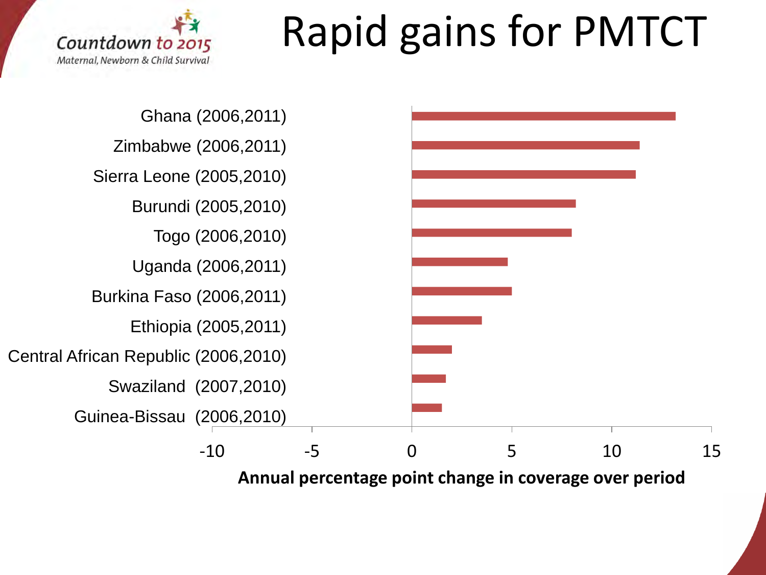Countdown to 2015

Maternal, Newborn & Child Survival

# Rapid gains for PMTCT

| Country (years) |
|---|
| Ghana (2006,2011) |
| Zimbabwe (2006,2011) |
| Sierra Leone (2005,2010) |
| Burundi (2005,2010) |
| Togo (2006,2010) |
| Uganda (2006,2011) |
| Burkina Faso (2006,2011) |
| Ethiopia (2005,2011) |
| Central African Republic (2006,2010) |
| Swaziland (2007,2010) |
| Guinea-Bissau (2006,2010) |

-10 -5 0 5 10 15

**Annual percentage point change in coverage over period**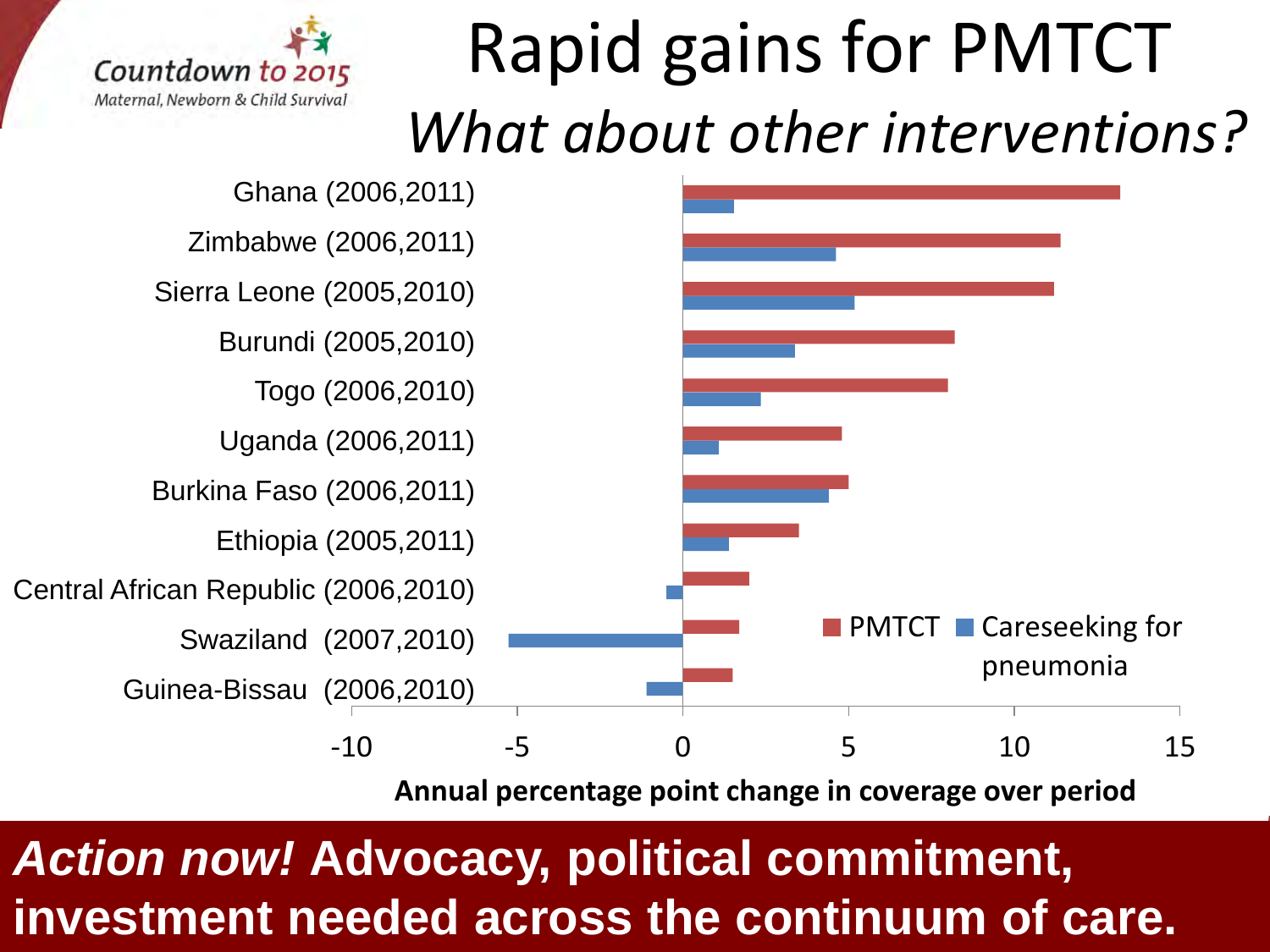Countdown to 2015

Maternal, Newborn & Child Survival

# Rapid gains for PMTCT

## *What about other interventions?*

| Country (years) | PMTCT | Careseeking for pneumonia |
|---|---|---|
| Ghana (2006,2011) | | |
| Zimbabwe (2006,2011) | | |
| Sierra Leone (2005,2010) | | |
| Burundi (2005,2010) | | |
| Togo (2006,2010) | | |
| Uganda (2006,2011) | | |
| Burkina Faso (2006,2011) | | |
| Ethiopia (2005,2011) | | |
| Central African Republic (2006,2010) | | |
| Swaziland (2007,2010) | | |
| Guinea-Bissau (2006,2010) | | |

Annual percentage point change in coverage over period

***Action now!*** **Advocacy, political commitment, investment needed across the continuum of care.**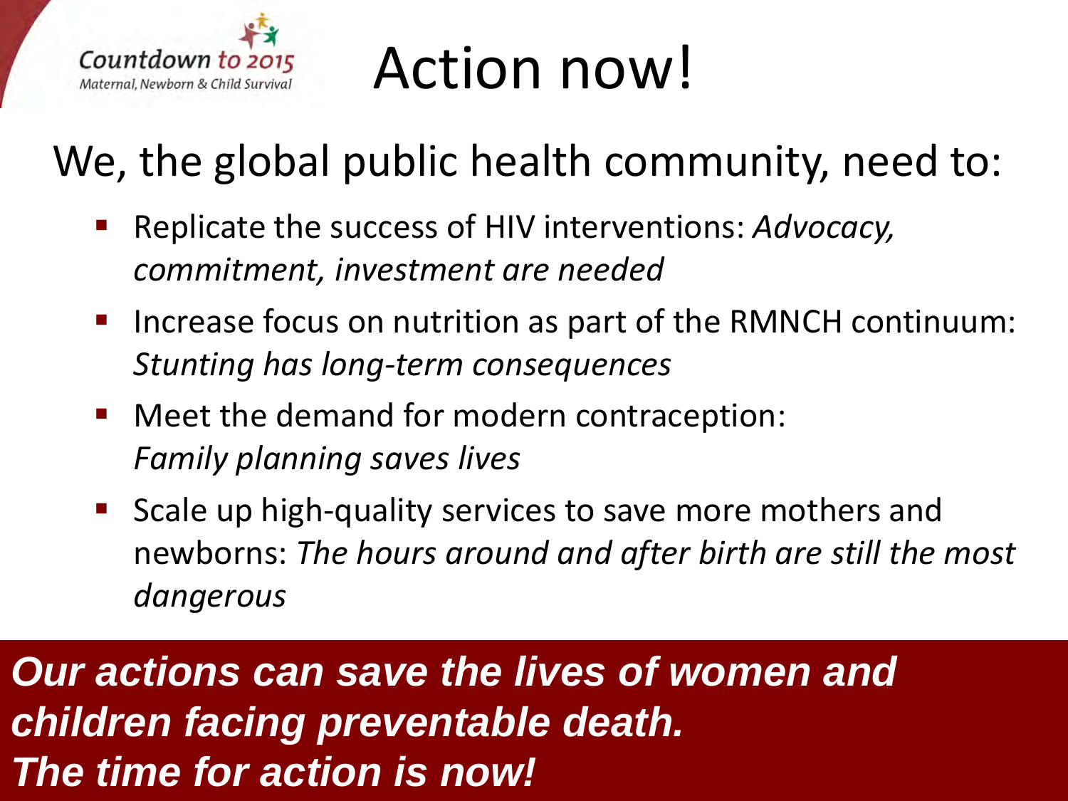Countdown to 2015
Maternal, Newborn & Child Survival

# Action now!

## We, the global public health community, need to:

- Replicate the success of HIV interventions: *Advocacy, commitment, investment are needed*
- Increase focus on nutrition as part of the RMNCH continuum: *Stunting has long-term consequences*
- Meet the demand for modern contraception: *Family planning saves lives*
- Scale up high-quality services to save more mothers and newborns: *The hours around and after birth are still the most dangerous*

***Our actions can save the lives of women and children facing preventable death.***
***The time for action is now!***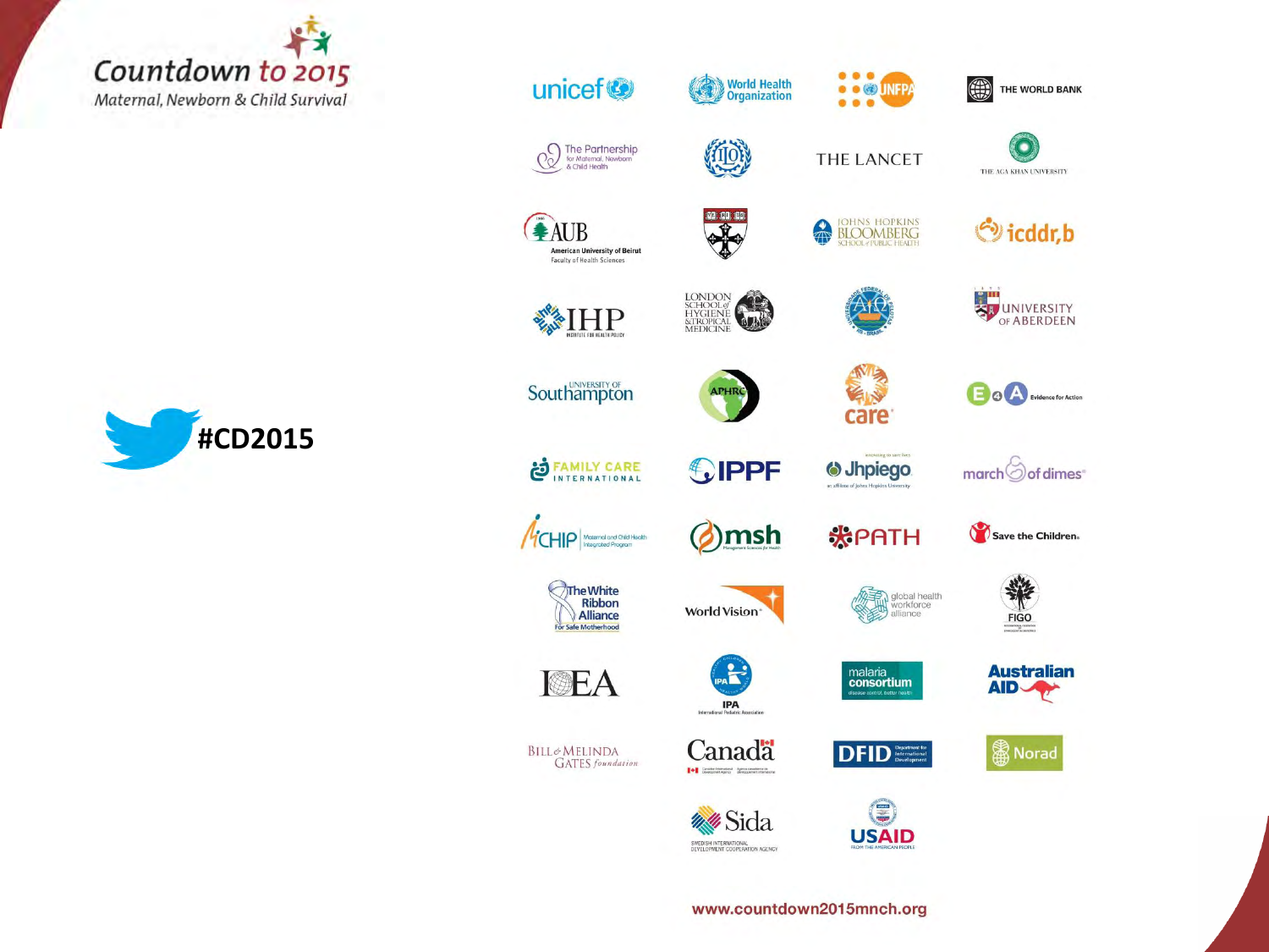Countdown to 2015

*Maternal, Newborn & Child Survival*

#CD2015

www.countdown2015mnch.org